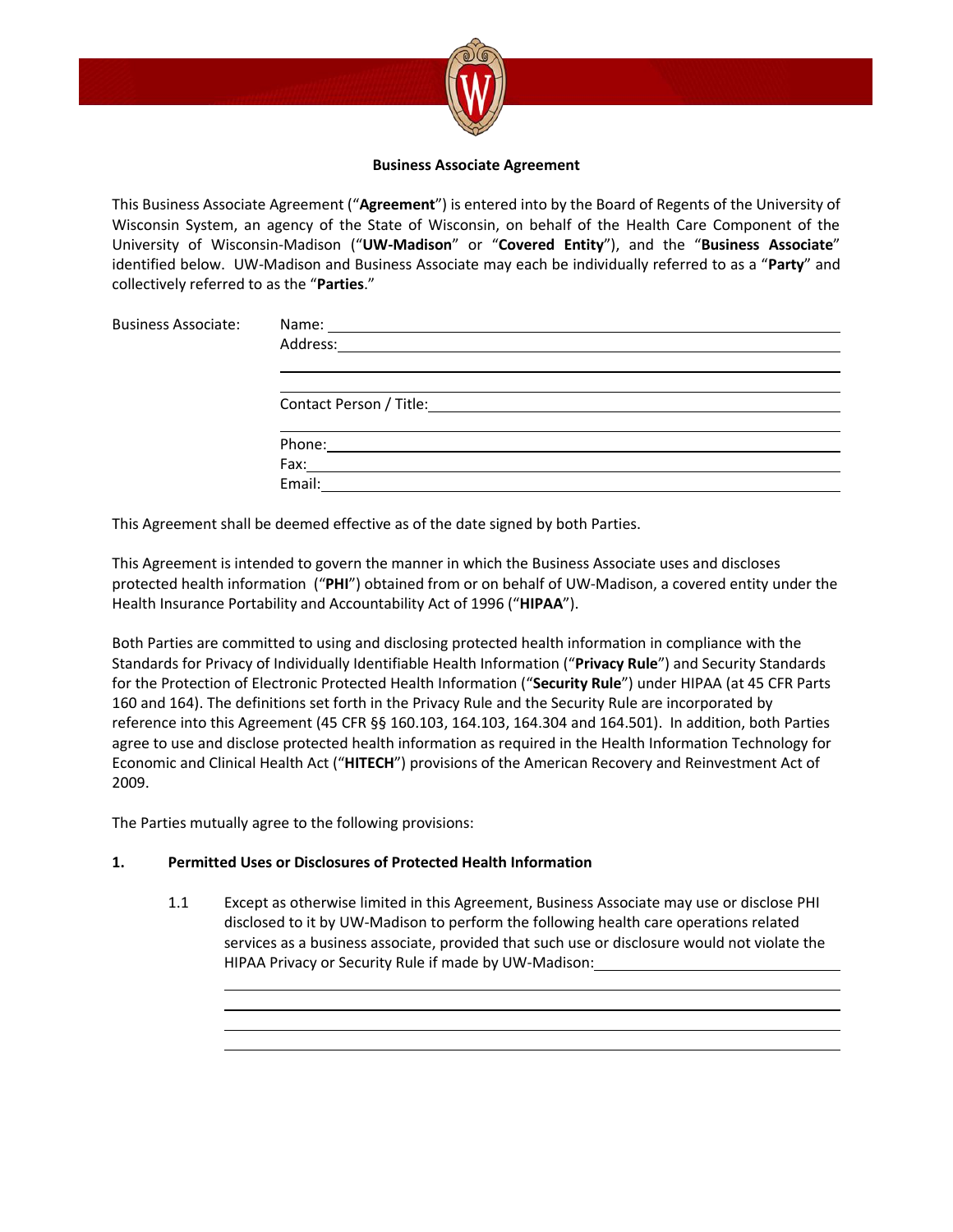**Business Associate Agreement**

This Business Associate Agreement ("**Agreement**") is entered into by the Board of Regents of the University of Wisconsin System, an agency of the State of Wisconsin, on behalf of the Health Care Component of the University of Wisconsin-Madison ("**UW-Madison**" or "**Covered Entity**"), and the "**Business Associate**" identified below. UW-Madison and Business Associate may each be individually referred to as a "**Party**" and collectively referred to as the "**Parties**."

Business Associate:

Name: \_\_\_\_\_\_\_\_\_\_\_\_\_\_\_\_\_\_\_\_\_\_\_\_\_\_\_\_\_\_\_\_\_\_\_\_\_\_\_\_

Address: \_\_\_\_\_\_\_\_\_\_\_\_\_\_\_\_\_\_\_\_\_\_\_\_\_\_\_\_\_\_\_\_\_\_\_\_\_\_\_\_

\_\_\_\_\_\_\_\_\_\_\_\_\_\_\_\_\_\_\_\_\_\_\_\_\_\_\_\_\_\_\_\_\_\_\_\_\_\_\_\_

\_\_\_\_\_\_\_\_\_\_\_\_\_\_\_\_\_\_\_\_\_\_\_\_\_\_\_\_\_\_\_\_\_\_\_\_\_\_\_\_

Contact Person / Title: \_\_\_\_\_\_\_\_\_\_\_\_\_\_\_\_\_\_\_\_\_\_\_\_\_\_\_\_\_\_\_\_\_\_\_\_\_\_\_\_

\_\_\_\_\_\_\_\_\_\_\_\_\_\_\_\_\_\_\_\_\_\_\_\_\_\_\_\_\_\_\_\_\_\_\_\_\_\_\_\_

Phone: \_\_\_\_\_\_\_\_\_\_\_\_\_\_\_\_\_\_\_\_\_\_\_\_\_\_\_\_\_\_\_\_\_\_\_\_\_\_\_\_

Fax: \_\_\_\_\_\_\_\_\_\_\_\_\_\_\_\_\_\_\_\_\_\_\_\_\_\_\_\_\_\_\_\_\_\_\_\_\_\_\_\_

Email: \_\_\_\_\_\_\_\_\_\_\_\_\_\_\_\_\_\_\_\_\_\_\_\_\_\_\_\_\_\_\_\_\_\_\_\_\_\_\_\_

This Agreement shall be deemed effective as of the date signed by both Parties.

This Agreement is intended to govern the manner in which the Business Associate uses and discloses protected health information ("**PHI**") obtained from or on behalf of UW-Madison, a covered entity under the Health Insurance Portability and Accountability Act of 1996 ("**HIPAA**").

Both Parties are committed to using and disclosing protected health information in compliance with the Standards for Privacy of Individually Identifiable Health Information ("**Privacy Rule**") and Security Standards for the Protection of Electronic Protected Health Information ("**Security Rule**") under HIPAA (at 45 CFR Parts 160 and 164). The definitions set forth in the Privacy Rule and the Security Rule are incorporated by reference into this Agreement (45 CFR §§ 160.103, 164.103, 164.304 and 164.501). In addition, both Parties agree to use and disclose protected health information as required in the Health Information Technology for Economic and Clinical Health Act ("**HITECH**") provisions of the American Recovery and Reinvestment Act of 2009.

The Parties mutually agree to the following provisions:

## 1. Permitted Uses or Disclosures of Protected Health Information

1.1 Except as otherwise limited in this Agreement, Business Associate may use or disclose PHI disclosed to it by UW-Madison to perform the following health care operations related services as a business associate, provided that such use or disclosure would not violate the HIPAA Privacy or Security Rule if made by UW-Madison: \_\_\_\_\_\_\_\_\_\_\_\_\_\_\_\_\_\_\_\_\_\_\_\_

\_\_\_\_\_\_\_\_\_\_\_\_\_\_\_\_\_\_\_\_\_\_\_\_\_\_\_\_\_\_\_\_\_\_\_\_\_\_\_\_

\_\_\_\_\_\_\_\_\_\_\_\_\_\_\_\_\_\_\_\_\_\_\_\_\_\_\_\_\_\_\_\_\_\_\_\_\_\_\_\_

\_\_\_\_\_\_\_\_\_\_\_\_\_\_\_\_\_\_\_\_\_\_\_\_\_\_\_\_\_\_\_\_\_\_\_\_\_\_\_\_

\_\_\_\_\_\_\_\_\_\_\_\_\_\_\_\_\_\_\_\_\_\_\_\_\_\_\_\_\_\_\_\_\_\_\_\_\_\_\_\_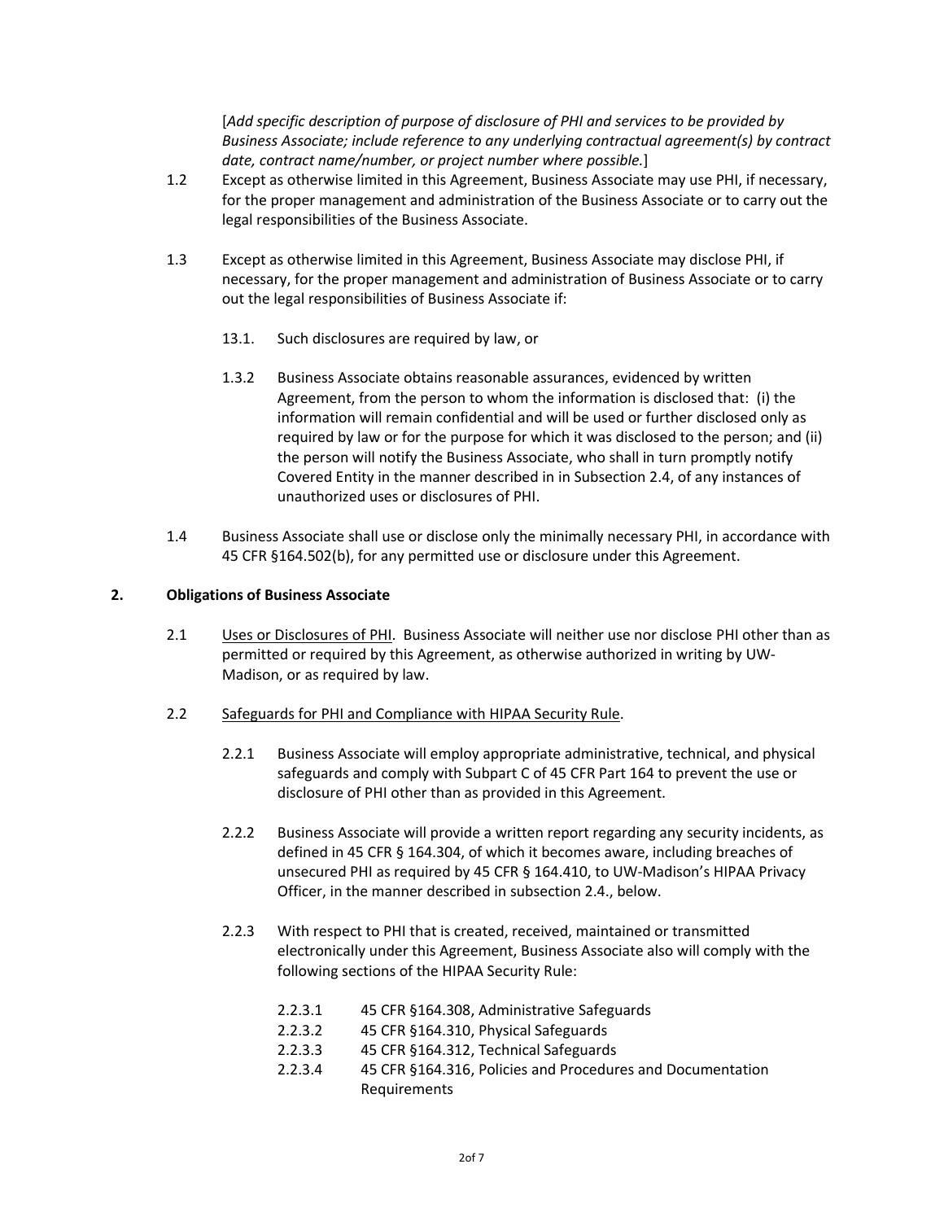[*Add specific description of purpose of disclosure of PHI and services to be provided by Business Associate; include reference to any underlying contractual agreement(s) by contract date, contract name/number, or project number where possible.*]

1.2 Except as otherwise limited in this Agreement, Business Associate may use PHI, if necessary, for the proper management and administration of the Business Associate or to carry out the legal responsibilities of the Business Associate.

1.3 Except as otherwise limited in this Agreement, Business Associate may disclose PHI, if necessary, for the proper management and administration of Business Associate or to carry out the legal responsibilities of Business Associate if:

   13.1. Such disclosures are required by law, or

   1.3.2 Business Associate obtains reasonable assurances, evidenced by written Agreement, from the person to whom the information is disclosed that: (i) the information will remain confidential and will be used or further disclosed only as required by law or for the purpose for which it was disclosed to the person; and (ii) the person will notify the Business Associate, who shall in turn promptly notify Covered Entity in the manner described in in Subsection 2.4, of any instances of unauthorized uses or disclosures of PHI.

1.4 Business Associate shall use or disclose only the minimally necessary PHI, in accordance with 45 CFR §164.502(b), for any permitted use or disclosure under this Agreement.

## 2. Obligations of Business Associate

2.1 Uses or Disclosures of PHI. Business Associate will neither use nor disclose PHI other than as permitted or required by this Agreement, as otherwise authorized in writing by UW-Madison, or as required by law.

2.2 Safeguards for PHI and Compliance with HIPAA Security Rule.

   2.2.1 Business Associate will employ appropriate administrative, technical, and physical safeguards and comply with Subpart C of 45 CFR Part 164 to prevent the use or disclosure of PHI other than as provided in this Agreement.

   2.2.2 Business Associate will provide a written report regarding any security incidents, as defined in 45 CFR § 164.304, of which it becomes aware, including breaches of unsecured PHI as required by 45 CFR § 164.410, to UW-Madison's HIPAA Privacy Officer, in the manner described in subsection 2.4., below.

   2.2.3 With respect to PHI that is created, received, maintained or transmitted electronically under this Agreement, Business Associate also will comply with the following sections of the HIPAA Security Rule:

      2.2.3.1 45 CFR §164.308, Administrative Safeguards
      2.2.3.2 45 CFR §164.310, Physical Safeguards
      2.2.3.3 45 CFR §164.312, Technical Safeguards
      2.2.3.4 45 CFR §164.316, Policies and Procedures and Documentation Requirements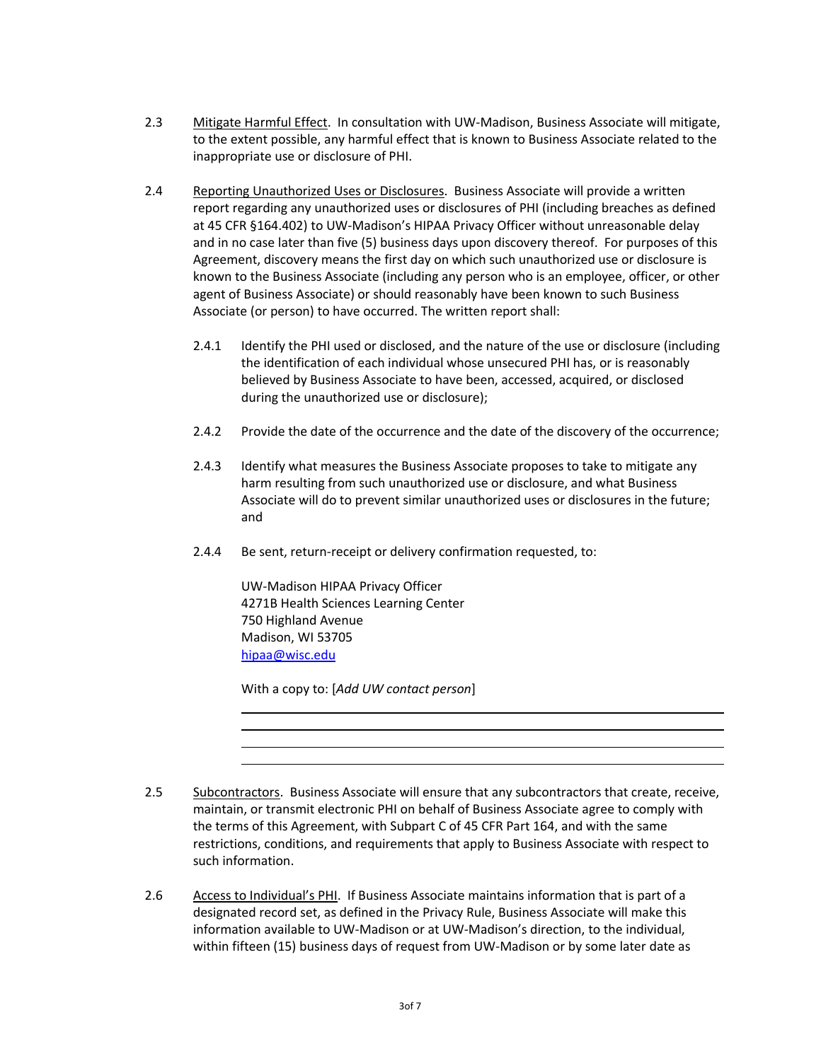2.3 <u>Mitigate Harmful Effect</u>. In consultation with UW-Madison, Business Associate will mitigate, to the extent possible, any harmful effect that is known to Business Associate related to the inappropriate use or disclosure of PHI.

2.4 <u>Reporting Unauthorized Uses or Disclosures</u>. Business Associate will provide a written report regarding any unauthorized uses or disclosures of PHI (including breaches as defined at 45 CFR §164.402) to UW-Madison's HIPAA Privacy Officer without unreasonable delay and in no case later than five (5) business days upon discovery thereof. For purposes of this Agreement, discovery means the first day on which such unauthorized use or disclosure is known to the Business Associate (including any person who is an employee, officer, or other agent of Business Associate) or should reasonably have been known to such Business Associate (or person) to have occurred. The written report shall:

2.4.1 Identify the PHI used or disclosed, and the nature of the use or disclosure (including the identification of each individual whose unsecured PHI has, or is reasonably believed by Business Associate to have been, accessed, acquired, or disclosed during the unauthorized use or disclosure);

2.4.2 Provide the date of the occurrence and the date of the discovery of the occurrence;

2.4.3 Identify what measures the Business Associate proposes to take to mitigate any harm resulting from such unauthorized use or disclosure, and what Business Associate will do to prevent similar unauthorized uses or disclosures in the future; and

2.4.4 Be sent, return-receipt or delivery confirmation requested, to:

UW-Madison HIPAA Privacy Officer  
4271B Health Sciences Learning Center  
750 Highland Avenue  
Madison, WI 53705  
hipaa@wisc.edu

With a copy to: [*Add UW contact person*]

\_\_\_\_\_\_\_\_\_\_\_\_\_\_\_\_\_\_\_\_\_\_\_\_\_\_\_\_\_\_\_\_\_\_\_\_\_\_\_\_\_\_\_\_

\_\_\_\_\_\_\_\_\_\_\_\_\_\_\_\_\_\_\_\_\_\_\_\_\_\_\_\_\_\_\_\_\_\_\_\_\_\_\_\_\_\_\_\_

\_\_\_\_\_\_\_\_\_\_\_\_\_\_\_\_\_\_\_\_\_\_\_\_\_\_\_\_\_\_\_\_\_\_\_\_\_\_\_\_\_\_\_\_

\_\_\_\_\_\_\_\_\_\_\_\_\_\_\_\_\_\_\_\_\_\_\_\_\_\_\_\_\_\_\_\_\_\_\_\_\_\_\_\_\_\_\_\_

2.5 <u>Subcontractors</u>. Business Associate will ensure that any subcontractors that create, receive, maintain, or transmit electronic PHI on behalf of Business Associate agree to comply with the terms of this Agreement, with Subpart C of 45 CFR Part 164, and with the same restrictions, conditions, and requirements that apply to Business Associate with respect to such information.

2.6 <u>Access to Individual's PHI</u>. If Business Associate maintains information that is part of a designated record set, as defined in the Privacy Rule, Business Associate will make this information available to UW-Madison or at UW-Madison's direction, to the individual, within fifteen (15) business days of request from UW-Madison or by some later date as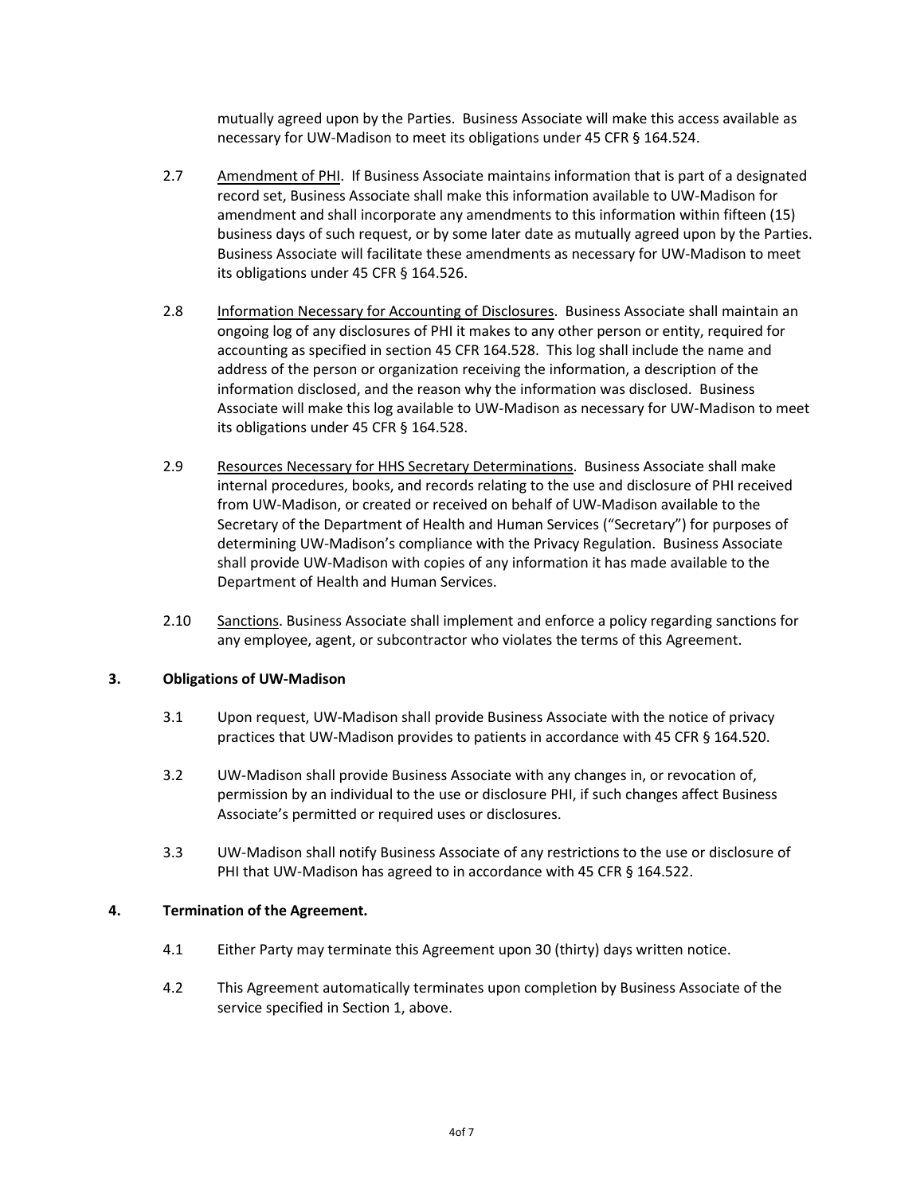mutually agreed upon by the Parties. Business Associate will make this access available as necessary for UW-Madison to meet its obligations under 45 CFR § 164.524.

2.7 Amendment of PHI. If Business Associate maintains information that is part of a designated record set, Business Associate shall make this information available to UW-Madison for amendment and shall incorporate any amendments to this information within fifteen (15) business days of such request, or by some later date as mutually agreed upon by the Parties. Business Associate will facilitate these amendments as necessary for UW-Madison to meet its obligations under 45 CFR § 164.526.

2.8 Information Necessary for Accounting of Disclosures. Business Associate shall maintain an ongoing log of any disclosures of PHI it makes to any other person or entity, required for accounting as specified in section 45 CFR 164.528. This log shall include the name and address of the person or organization receiving the information, a description of the information disclosed, and the reason why the information was disclosed. Business Associate will make this log available to UW-Madison as necessary for UW-Madison to meet its obligations under 45 CFR § 164.528.

2.9 Resources Necessary for HHS Secretary Determinations. Business Associate shall make internal procedures, books, and records relating to the use and disclosure of PHI received from UW-Madison, or created or received on behalf of UW-Madison available to the Secretary of the Department of Health and Human Services ("Secretary") for purposes of determining UW-Madison's compliance with the Privacy Regulation. Business Associate shall provide UW-Madison with copies of any information it has made available to the Department of Health and Human Services.

2.10 Sanctions. Business Associate shall implement and enforce a policy regarding sanctions for any employee, agent, or subcontractor who violates the terms of this Agreement.

**3. Obligations of UW-Madison**

3.1 Upon request, UW-Madison shall provide Business Associate with the notice of privacy practices that UW-Madison provides to patients in accordance with 45 CFR § 164.520.

3.2 UW-Madison shall provide Business Associate with any changes in, or revocation of, permission by an individual to the use or disclosure PHI, if such changes affect Business Associate's permitted or required uses or disclosures.

3.3 UW-Madison shall notify Business Associate of any restrictions to the use or disclosure of PHI that UW-Madison has agreed to in accordance with 45 CFR § 164.522.

**4. Termination of the Agreement.**

4.1 Either Party may terminate this Agreement upon 30 (thirty) days written notice.

4.2 This Agreement automatically terminates upon completion by Business Associate of the service specified in Section 1, above.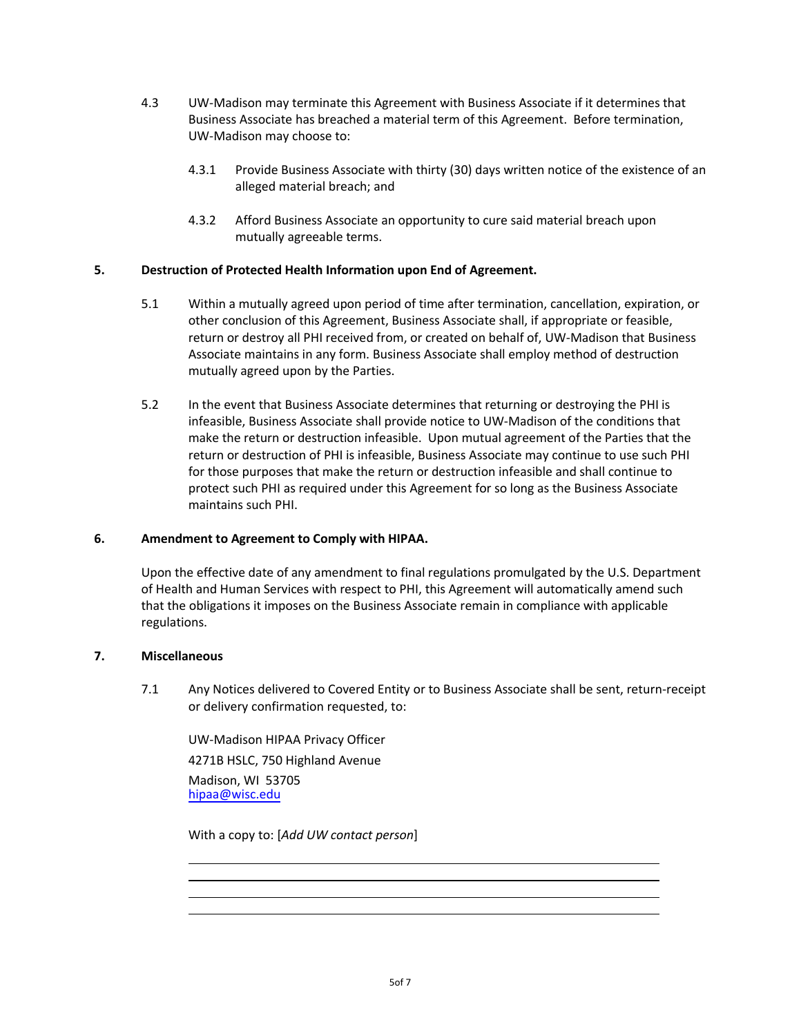4.3 UW-Madison may terminate this Agreement with Business Associate if it determines that Business Associate has breached a material term of this Agreement. Before termination, UW-Madison may choose to:

4.3.1 Provide Business Associate with thirty (30) days written notice of the existence of an alleged material breach; and

4.3.2 Afford Business Associate an opportunity to cure said material breach upon mutually agreeable terms.

**5. Destruction of Protected Health Information upon End of Agreement.**

5.1 Within a mutually agreed upon period of time after termination, cancellation, expiration, or other conclusion of this Agreement, Business Associate shall, if appropriate or feasible, return or destroy all PHI received from, or created on behalf of, UW-Madison that Business Associate maintains in any form. Business Associate shall employ method of destruction mutually agreed upon by the Parties.

5.2 In the event that Business Associate determines that returning or destroying the PHI is infeasible, Business Associate shall provide notice to UW-Madison of the conditions that make the return or destruction infeasible. Upon mutual agreement of the Parties that the return or destruction of PHI is infeasible, Business Associate may continue to use such PHI for those purposes that make the return or destruction infeasible and shall continue to protect such PHI as required under this Agreement for so long as the Business Associate maintains such PHI.

**6. Amendment to Agreement to Comply with HIPAA.**

Upon the effective date of any amendment to final regulations promulgated by the U.S. Department of Health and Human Services with respect to PHI, this Agreement will automatically amend such that the obligations it imposes on the Business Associate remain in compliance with applicable regulations.

**7. Miscellaneous**

7.1 Any Notices delivered to Covered Entity or to Business Associate shall be sent, return-receipt or delivery confirmation requested, to:

UW-Madison HIPAA Privacy Officer
4271B HSLC, 750 Highland Avenue
Madison, WI 53705
hipaa@wisc.edu

With a copy to: [*Add UW contact person*]

\_\_\_\_\_\_\_\_\_\_\_\_\_\_\_\_\_\_\_\_\_\_\_\_\_\_\_\_\_\_\_\_\_\_\_\_\_\_\_\_
\_\_\_\_\_\_\_\_\_\_\_\_\_\_\_\_\_\_\_\_\_\_\_\_\_\_\_\_\_\_\_\_\_\_\_\_\_\_\_\_
\_\_\_\_\_\_\_\_\_\_\_\_\_\_\_\_\_\_\_\_\_\_\_\_\_\_\_\_\_\_\_\_\_\_\_\_\_\_\_\_
\_\_\_\_\_\_\_\_\_\_\_\_\_\_\_\_\_\_\_\_\_\_\_\_\_\_\_\_\_\_\_\_\_\_\_\_\_\_\_\_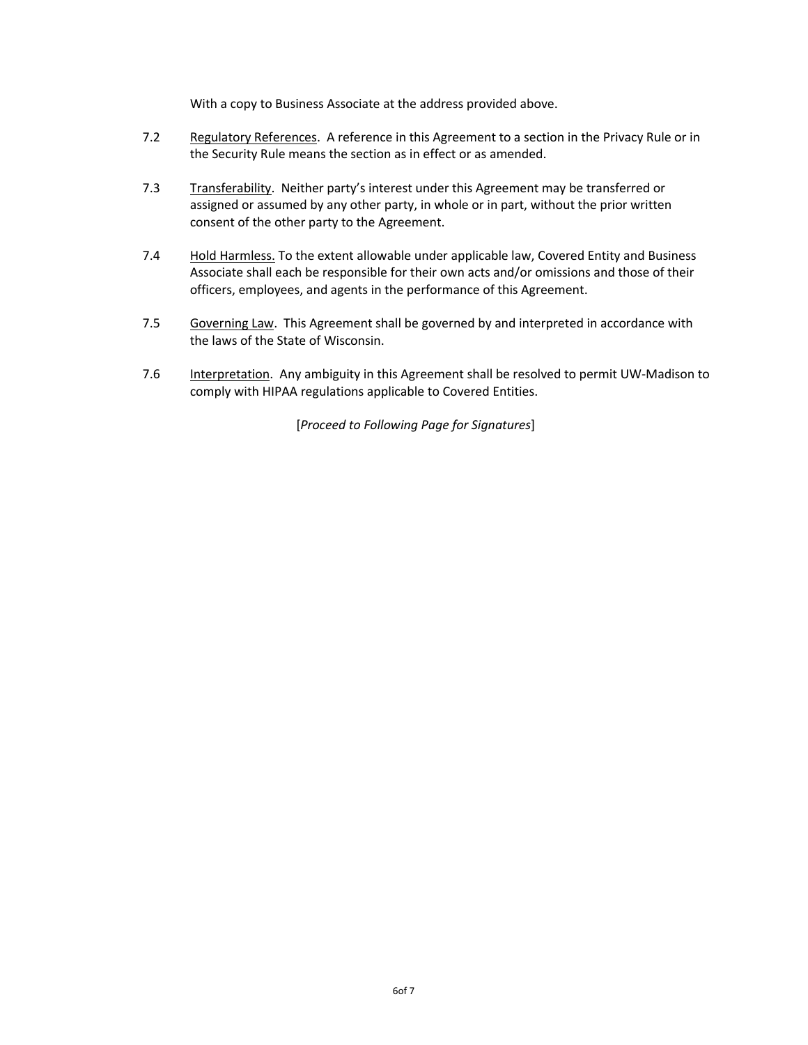With a copy to Business Associate at the address provided above.

7.2 Regulatory References. A reference in this Agreement to a section in the Privacy Rule or in the Security Rule means the section as in effect or as amended.

7.3 Transferability. Neither party's interest under this Agreement may be transferred or assigned or assumed by any other party, in whole or in part, without the prior written consent of the other party to the Agreement.

7.4 Hold Harmless. To the extent allowable under applicable law, Covered Entity and Business Associate shall each be responsible for their own acts and/or omissions and those of their officers, employees, and agents in the performance of this Agreement.

7.5 Governing Law. This Agreement shall be governed by and interpreted in accordance with the laws of the State of Wisconsin.

7.6 Interpretation. Any ambiguity in this Agreement shall be resolved to permit UW-Madison to comply with HIPAA regulations applicable to Covered Entities.

[*Proceed to Following Page for Signatures*]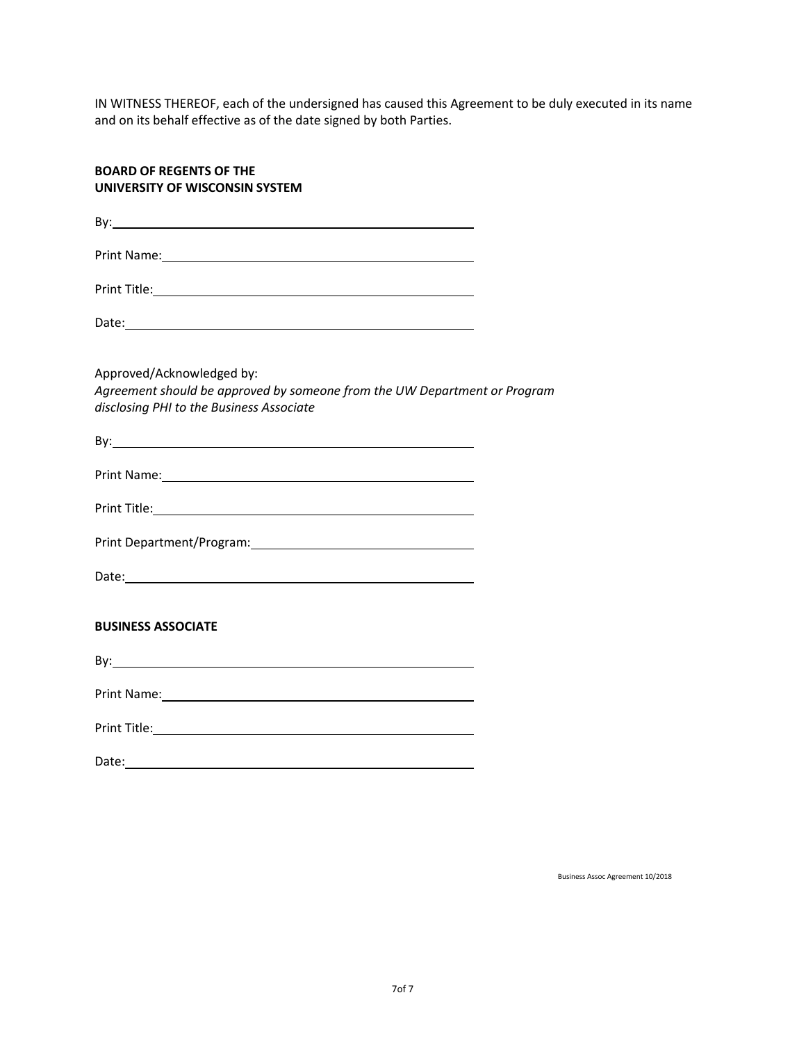IN WITNESS THEREOF, each of the undersigned has caused this Agreement to be duly executed in its name and on its behalf effective as of the date signed by both Parties.

**BOARD OF REGENTS OF THE UNIVERSITY OF WISCONSIN SYSTEM**

By: ______________________________

Print Name: ______________________________

Print Title: ______________________________

Date: ______________________________

Approved/Acknowledged by:
*Agreement should be approved by someone from the UW Department or Program disclosing PHI to the Business Associate*

By: ______________________________

Print Name: ______________________________

Print Title: ______________________________

Print Department/Program: ______________________________

Date: ______________________________

**BUSINESS ASSOCIATE**

By: ______________________________

Print Name: ______________________________

Print Title: ______________________________

Date: ______________________________

Business Assoc Agreement 10/2018